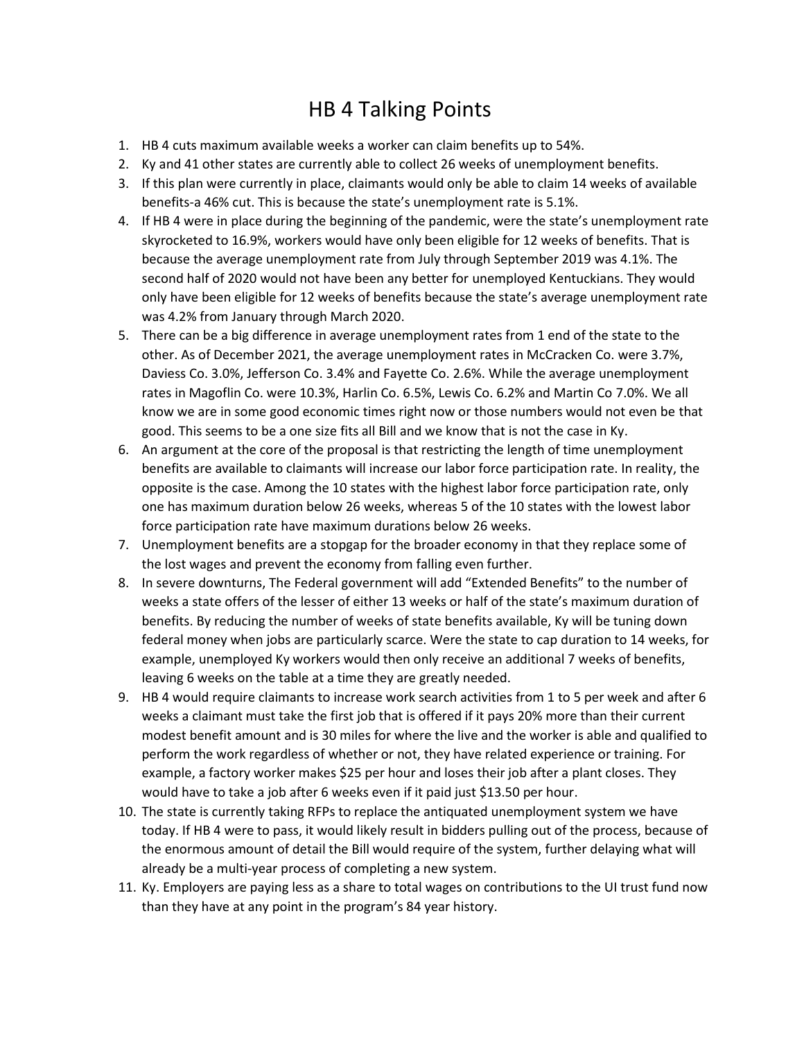# HB 4 Talking Points

1. HB 4 cuts maximum available weeks a worker can claim benefits up to 54%.
2. Ky and 41 other states are currently able to collect 26 weeks of unemployment benefits.
3. If this plan were currently in place, claimants would only be able to claim 14 weeks of available benefits-a 46% cut. This is because the state's unemployment rate is 5.1%.
4. If HB 4 were in place during the beginning of the pandemic, were the state's unemployment rate skyrocketed to 16.9%, workers would have only been eligible for 12 weeks of benefits. That is because the average unemployment rate from July through September 2019 was 4.1%. The second half of 2020 would not have been any better for unemployed Kentuckians. They would only have been eligible for 12 weeks of benefits because the state's average unemployment rate was 4.2% from January through March 2020.
5. There can be a big difference in average unemployment rates from 1 end of the state to the other. As of December 2021, the average unemployment rates in McCracken Co. were 3.7%, Daviess Co. 3.0%, Jefferson Co. 3.4% and Fayette Co. 2.6%. While the average unemployment rates in Magoflin Co. were 10.3%, Harlin Co. 6.5%, Lewis Co. 6.2% and Martin Co 7.0%. We all know we are in some good economic times right now or those numbers would not even be that good. This seems to be a one size fits all Bill and we know that is not the case in Ky.
6. An argument at the core of the proposal is that restricting the length of time unemployment benefits are available to claimants will increase our labor force participation rate. In reality, the opposite is the case. Among the 10 states with the highest labor force participation rate, only one has maximum duration below 26 weeks, whereas 5 of the 10 states with the lowest labor force participation rate have maximum durations below 26 weeks.
7. Unemployment benefits are a stopgap for the broader economy in that they replace some of the lost wages and prevent the economy from falling even further.
8. In severe downturns, The Federal government will add "Extended Benefits" to the number of weeks a state offers of the lesser of either 13 weeks or half of the state's maximum duration of benefits. By reducing the number of weeks of state benefits available, Ky will be tuning down federal money when jobs are particularly scarce. Were the state to cap duration to 14 weeks, for example, unemployed Ky workers would then only receive an additional 7 weeks of benefits, leaving 6 weeks on the table at a time they are greatly needed.
9. HB 4 would require claimants to increase work search activities from 1 to 5 per week and after 6 weeks a claimant must take the first job that is offered if it pays 20% more than their current modest benefit amount and is 30 miles for where the live and the worker is able and qualified to perform the work regardless of whether or not, they have related experience or training. For example, a factory worker makes $25 per hour and loses their job after a plant closes. They would have to take a job after 6 weeks even if it paid just $13.50 per hour.
10. The state is currently taking RFPs to replace the antiquated unemployment system we have today. If HB 4 were to pass, it would likely result in bidders pulling out of the process, because of the enormous amount of detail the Bill would require of the system, further delaying what will already be a multi-year process of completing a new system.
11. Ky. Employers are paying less as a share to total wages on contributions to the UI trust fund now than they have at any point in the program's 84 year history.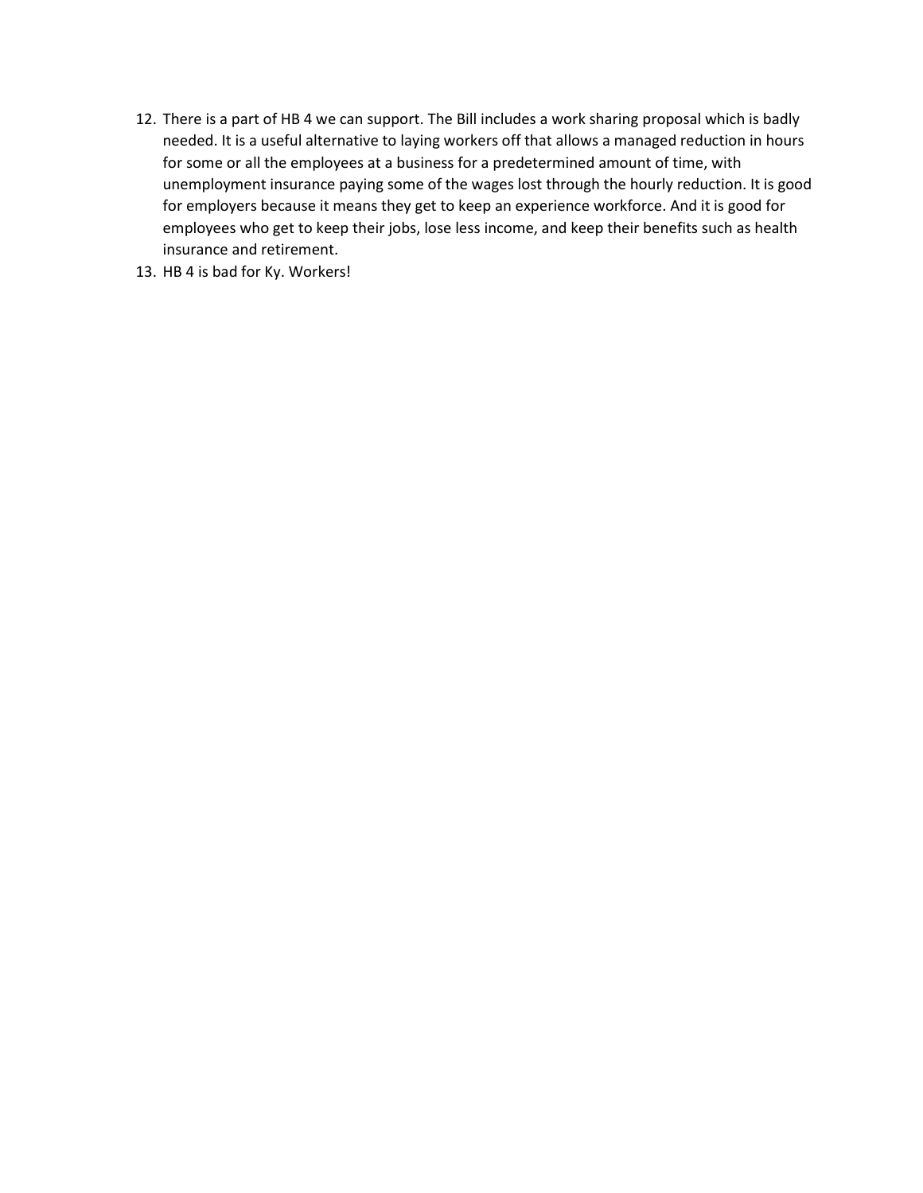12. There is a part of HB 4 we can support. The Bill includes a work sharing proposal which is badly needed. It is a useful alternative to laying workers off that allows a managed reduction in hours for some or all the employees at a business for a predetermined amount of time, with unemployment insurance paying some of the wages lost through the hourly reduction. It is good for employers because it means they get to keep an experience workforce. And it is good for employees who get to keep their jobs, lose less income, and keep their benefits such as health insurance and retirement.
13. HB 4 is bad for Ky. Workers!